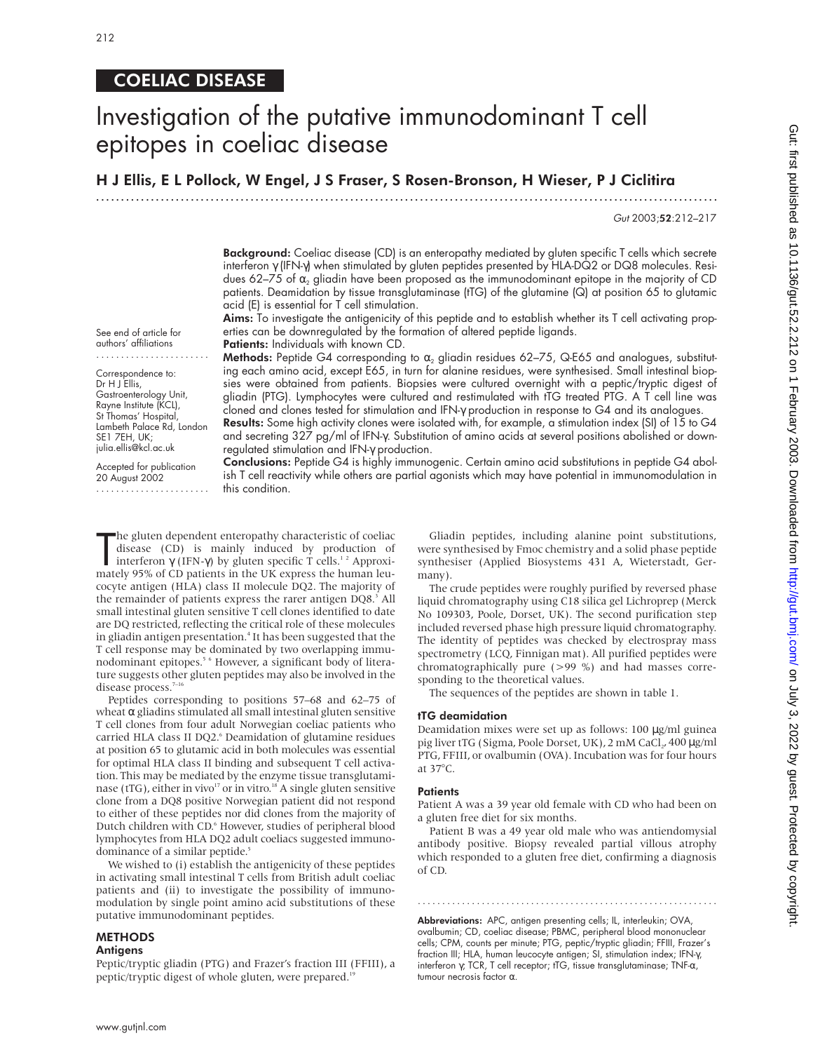## COELIAC DISEASE

# Investigation of the putative immunodominant T cell epitopes in coeliac disease

**H J Ellis, E L Pollock, W Engel, J S Fraser, S Rosen-Bronson, H Wieser, P J Ciclitira**

See end of article for authors' affiliations

Correspondence to: Dr H J Ellis, Gastroenterology Unit, Rayne Institute (KCL), St Thomas' Hospital, Lambeth Palace Rd, London SE1 7EH, UK; julia.ellis@kcl.ac.uk

Accepted for publication 20 August 2002

**Background:** Coeliac disease (CD) is an enteropathy mediated by gluten specific T cells which secrete interferon γ (IFN-γ) when stimulated by gluten peptides presented by HLA-DQ2 or DQ8 molecules. Residues 62–75 of $\alpha_2$ gliadin have been proposed as the immunodominant epitope in the majority of CD patients. Deamidation by tissue transglutaminase (tTG) of the glutamine (Q) at position 65 to glutamic acid (E) is essential for T cell stimulation.

**Aims:** To investigate the antigenicity of this peptide and to establish whether its T cell activating properties can be downregulated by the formation of altered peptide ligands.

**Patients:** Individuals with known CD.

**Methods:** Peptide G4 corresponding to $\alpha_2$ gliadin residues 62–75, Q-E65 and analogues, substituting each amino acid, except E65, in turn for alanine residues, were synthesised. Small intestinal biopsies were obtained from patients. Biopsies were cultured overnight with a peptic/tryptic digest of gliadin (PTG). Lymphocytes were cultured and restimulated with tTG treated PTG. A T cell line was cloned and clones tested for stimulation and IFN-γ production in response to G4 and its analogues.

**Results:** Some high activity clones were isolated with, for example, a stimulation index (SI) of 15 to G4 and secreting 327 pg/ml of IFN-γ. Substitution of amino acids at several positions abolished or downregulated stimulation and IFN-γ production.

**Conclusions:** Peptide G4 is highly immunogenic. Certain amino acid substitutions in peptide G4 abolish T cell reactivity while others are partial agonists which may have potential in immunomodulation in this condition.

The gluten dependent enteropathy characteristic of coeliac disease (CD) is mainly induced by production of interferon γ (IFN-γ) by gluten specific T cells.[1,2] Approximately 95% of CD patients in the UK express the human leucocyte antigen (HLA) class II molecule DQ2. The majority of the remainder of patients express the rarer antigen DQ8.[3] All small intestinal gluten sensitive T cell clones identified to date are DQ restricted, reflecting the critical role of these molecules in gliadin antigen presentation.[4] It has been suggested that the T cell response may be dominated by two overlapping immunodominant epitopes.[5,6] However, a significant body of literature suggests other gluten peptides may also be involved in the disease process.[7–16]

Peptides corresponding to positions 57–68 and 62–75 of wheat α gliadins stimulated all small intestinal gluten sensitive T cell clones from four adult Norwegian coeliac patients who carried HLA class II DQ2.[6] Deamidation of glutamine residues at position 65 to glutamic acid in both molecules was essential for optimal HLA class II binding and subsequent T cell activation. This may be mediated by the enzyme tissue transglutaminase (tTG), either in vivo[17] or in vitro.[18] A single gluten sensitive clone from a DQ8 positive Norwegian patient did not respond to either of these peptides nor did clones from the majority of Dutch children with CD.[6] However, studies of peripheral blood lymphocytes from HLA DQ2 adult coeliacs suggested immunodominance of a similar peptide.[5]

We wished to (i) establish the antigenicity of these peptides in activating small intestinal T cells from British adult coeliac patients and (ii) to investigate the possibility of immunomodulation by single point amino acid substitutions of these putative immunodominant peptides.

## METHODS

### Antigens

Peptic/tryptic gliadin (PTG) and Frazer's fraction III (FFIII), a peptic/tryptic digest of whole gluten, were prepared.[19]

Gliadin peptides, including alanine point substitutions, were synthesised by Fmoc chemistry and a solid phase peptide synthesiser (Applied Biosystems 431 A, Wieterstadt, Germany).

The crude peptides were roughly purified by reversed phase liquid chromatography using C18 silica gel Lichroprep (Merck No 109303, Poole, Dorset, UK). The second purification step included reversed phase high pressure liquid chromatography. The identity of peptides was checked by electrospray mass spectrometry (LCQ, Finnigan mat). All purified peptides were chromatographically pure (>99 %) and had masses corresponding to the theoretical values.

The sequences of the peptides are shown in table 1.

### tTG deamidation

Deamidation mixes were set up as follows: 100 μg/ml guinea pig liver tTG (Sigma, Poole Dorset, UK), 2 mM $CaCl_2$, 400 μg/ml PTG, FFIII, or ovalbumin (OVA). Incubation was for four hours at 37°C.

### Patients

Patient A was a 39 year old female with CD who had been on a gluten free diet for six months.

Patient B was a 49 year old male who was antiendomysial antibody positive. Biopsy revealed partial villous atrophy which responded to a gluten free diet, confirming a diagnosis of CD.

**Abbreviations:** APC, antigen presenting cells; IL, interleukin; OVA, ovalbumin; CD, coeliac disease; PBMC, peripheral blood mononuclear cells; CPM, counts per minute; PTG, peptic/tryptic gliadin; FFIII, Frazer's fraction III; HLA, human leucocyte antigen; SI, stimulation index; IFN-γ, interferon γ; TCR, T cell receptor; tTG, tissue transglutaminase; TNF-α, tumour necrosis factor α.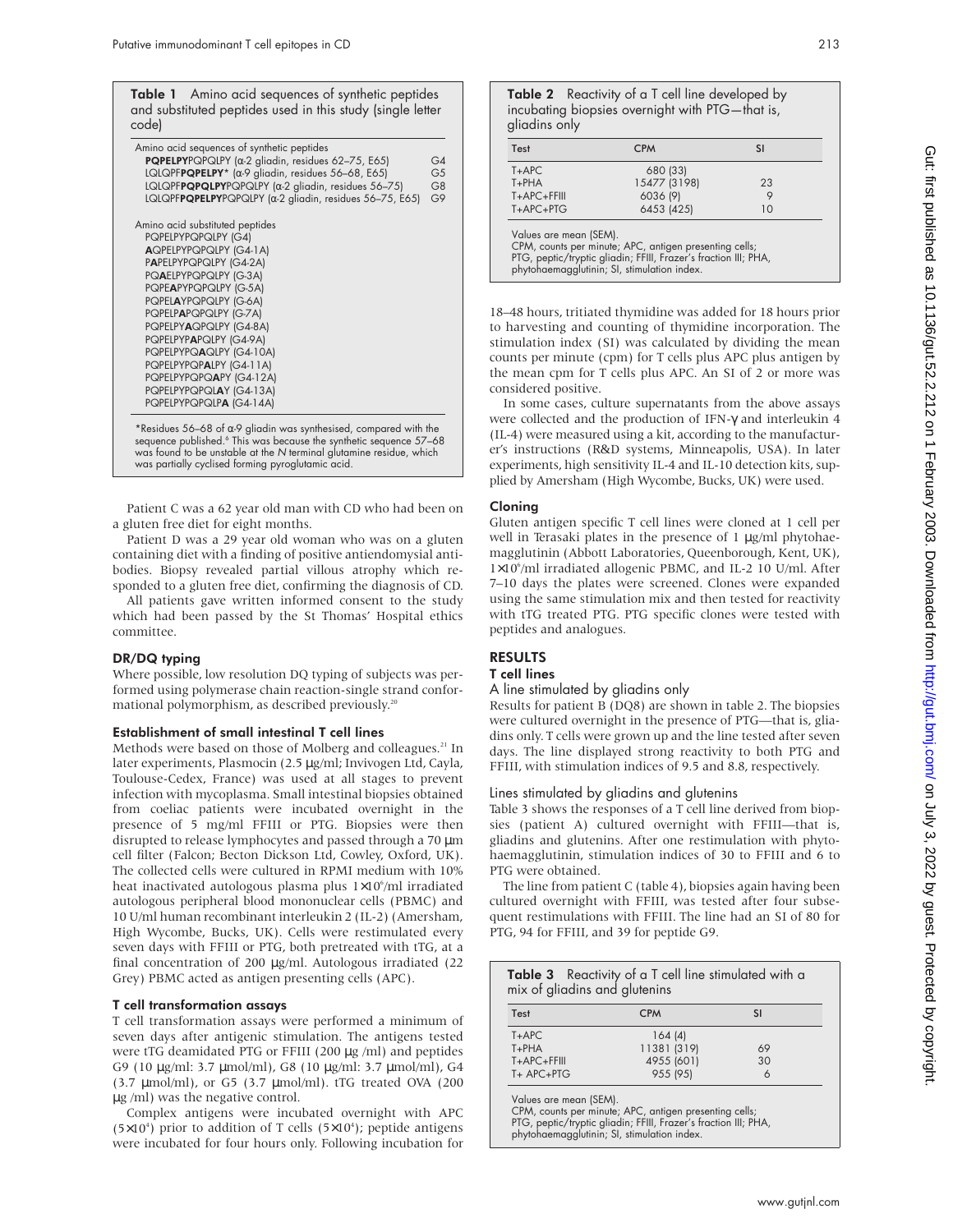**Table 1** Amino acid sequences of synthetic peptides and substituted peptides used in this study (single letter code)

| Amino acid sequences of synthetic peptides | |
|---|---|
| **PQPELPY**PQPQLPY (α-2 gliadin, residues 62–75, E65) | G4 |
| LQLQPF**PQPELPY*** (α-9 gliadin, residues 56–68, E65) | G5 |
| LQLQPF**PQPQLPY**PQPQLPY (α-2 gliadin, residues 56–75) | G8 |
| LQLQPF**PQPELPY**PQPQLPY (α-2 gliadin, residues 56–75, E65) | G9 |
| **Amino acid substituted peptides** | |
| PQPELPYPQPQLPY (G4) | |
| **A**QPELPYPQPQLPY (G4-1A) | |
| P**A**PELPYPQPQLPY (G4-2A) | |
| PQ**A**ELPYPQPQLPY (G-3A) | |
| PQPE**A**PYPQPQLPY (G-5A) | |
| PQPEL**A**YPQPQLPY (G-6A) | |
| PQPELP**A**PQPQLPY (G-7A) | |
| PQPELPY**A**QPQLPY (G4-8A) | |
| PQPELPYP**A**PQLPY (G4-9A) | |
| PQPELPYPQ**A**QLPY (G4-10A) | |
| PQPELPYPQP**A**LPY (G4-11A) | |
| PQPELPYPQPQ**A**PY (G4-12A) | |
| PQPELPYPQPQL**A**Y (G4-13A) | |
| PQPELPYPQPQLP**A** (G4-14A) | |

*Residues 56–68 of α-9 gliadin was synthesised, compared with the sequence published.[6] This was because the synthetic sequence 57–68 was found to be unstable at the N terminal glutamine residue, which was partially cyclised forming pyroglutamic acid.

Patient C was a 62 year old man with CD who had been on a gluten free diet for eight months.

Patient D was a 29 year old woman who was on a gluten containing diet with a finding of positive antiendomysial antibodies. Biopsy revealed partial villous atrophy which responded to a gluten free diet, confirming the diagnosis of CD.

All patients gave written informed consent to the study which had been passed by the St Thomas' Hospital ethics committee.

### DR/DQ typing

Where possible, low resolution DQ typing of subjects was performed using polymerase chain reaction-single strand conformational polymorphism, as described previously.[20]

### Establishment of small intestinal T cell lines

Methods were based on those of Molberg and colleagues.[21] In later experiments, Plasmocin (2.5 μg/ml; Invivogen Ltd, Cayla, Toulouse-Cedex, France) was used at all stages to prevent infection with mycoplasma. Small intestinal biopsies obtained from coeliac patients were incubated overnight in the presence of 5 mg/ml FFIII or PTG. Biopsies were then disrupted to release lymphocytes and passed through a 70 μm cell filter (Falcon; Becton Dickson Ltd, Cowley, Oxford, UK). The collected cells were cultured in RPMI medium with 10% heat inactivated autologous plasma plus $1\times10^6$/ml irradiated autologous peripheral blood mononuclear cells (PBMC) and 10 U/ml human recombinant interleukin 2 (IL-2) (Amersham, High Wycombe, Bucks, UK). Cells were restimulated every seven days with FFIII or PTG, both pretreated with tTG, at a final concentration of 200 μg/ml. Autologous irradiated (22 Grey) PBMC acted as antigen presenting cells (APC).

### T cell transformation assays

T cell transformation assays were performed a minimum of seven days after antigenic stimulation. The antigens tested were tTG deamidated PTG or FFIII (200 μg /ml) and peptides G9 (10 μg/ml: 3.7 μmol/ml), G8 (10 μg/ml: 3.7 μmol/ml), G4 (3.7 μmol/ml), or G5 (3.7 μmol/ml). tTG treated OVA (200 μg /ml) was the negative control.

Complex antigens were incubated overnight with APC ($5\times10^4$) prior to addition of T cells ($5\times10^4$); peptide antigens were incubated for four hours only. Following incubation for 18–48 hours, tritiated thymidine was added for 18 hours prior to harvesting and counting of thymidine incorporation. The stimulation index (SI) was calculated by dividing the mean counts per minute (cpm) for T cells plus APC plus antigen by the mean cpm for T cells plus APC. An SI of 2 or more was considered positive.

In some cases, culture supernatants from the above assays were collected and the production of IFN-γ and interleukin 4 (IL-4) were measured using a kit, according to the manufacturer's instructions (R&D systems, Minneapolis, USA). In later experiments, high sensitivity IL-4 and IL-10 detection kits, supplied by Amersham (High Wycombe, Bucks, UK) were used.

### Cloning

Gluten antigen specific T cell lines were cloned at 1 cell per well in Terasaki plates in the presence of 1 μg/ml phytohaemagglutinin (Abbott Laboratories, Queenborough, Kent, UK), $1\times10^6$/ml irradiated allogenic PBMC, and IL-2 10 U/ml. After 7–10 days the plates were screened. Clones were expanded using the same stimulation mix and then tested for reactivity with tTG treated PTG. PTG specific clones were tested with peptides and analogues.

**Table 2** Reactivity of a T cell line developed by incubating biopsies overnight with PTG—that is, gliadins only

| Test | CPM | SI |
|---|---|---|
| T+APC | 680 (33) | |
| T+PHA | 15477 (3198) | 23 |
| T+APC+FFIII | 6036 (9) | 9 |
| T+APC+PTG | 6453 (425) | 10 |

Values are mean (SEM).
CPM, counts per minute; APC, antigen presenting cells; PTG, peptic/tryptic gliadin; FFIII, Frazer's fraction III; PHA, phytohaemagglutinin; SI, stimulation index.

## RESULTS

### T cell lines

#### A line stimulated by gliadins only

Results for patient B (DQ8) are shown in table 2. The biopsies were cultured overnight in the presence of PTG—that is, gliadins only. T cells were grown up and the line tested after seven days. The line displayed strong reactivity to both PTG and FFIII, with stimulation indices of 9.5 and 8.8, respectively.

#### Lines stimulated by gliadins and glutenins

Table 3 shows the responses of a T cell line derived from biopsies (patient A) cultured overnight with FFIII—that is, gliadins and glutenins. After one restimulation with phytohaemagglutinin, stimulation indices of 30 to FFIII and 6 to PTG were obtained.

The line from patient C (table 4), biopsies again having been cultured overnight with FFIII, was tested after four subsequent restimulations with FFIII. The line had an SI of 80 for PTG, 94 for FFIII, and 39 for peptide G9.

**Table 3** Reactivity of a T cell line stimulated with a mix of gliadins and glutenins

| Test | CPM | SI |
|---|---|---|
| T+APC | 164 (4) | |
| T+PHA | 11381 (319) | 69 |
| T+APC+FFIII | 4955 (601) | 30 |
| T+ APC+PTG | 955 (95) | 6 |

Values are mean (SEM).
CPM, counts per minute; APC, antigen presenting cells; PTG, peptic/tryptic gliadin; FFIII, Frazer's fraction III; PHA, phytohaemagglutinin; SI, stimulation index.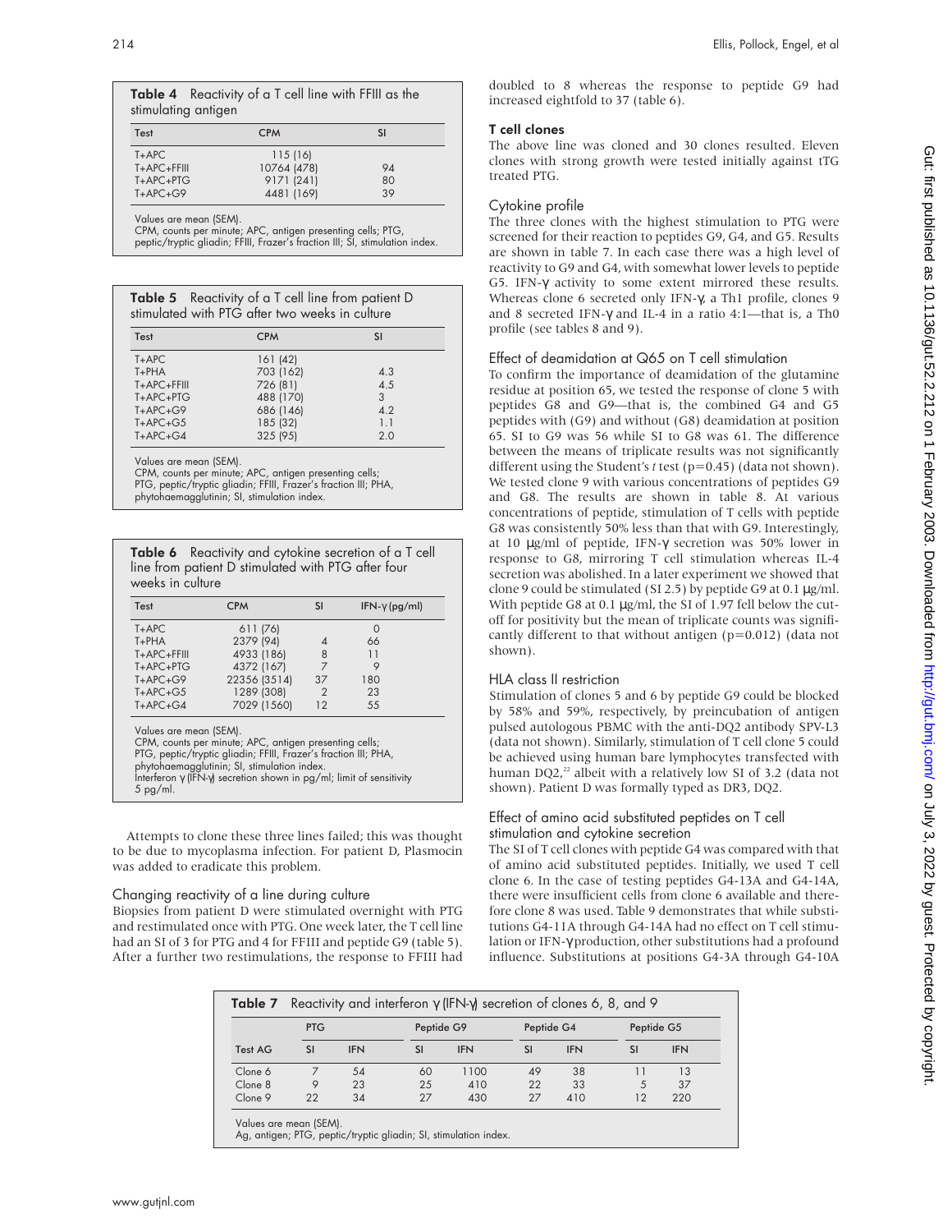**Table 4** Reactivity of a T cell line with FFIII as the stimulating antigen

| Test | CPM | SI |
|---|---|---|
| T+APC | 115 (16) | |
| T+APC+FFIII | 10764 (478) | 94 |
| T+APC+PTG | 9171 (241) | 80 |
| T+APC+G9 | 4481 (169) | 39 |

Values are mean (SEM).
CPM, counts per minute; APC, antigen presenting cells; PTG, peptic/tryptic gliadin; FFIII, Frazer's fraction III; SI, stimulation index.

**Table 5** Reactivity of a T cell line from patient D stimulated with PTG after two weeks in culture

| Test | CPM | SI |
|---|---|---|
| T+APC | 161 (42) | |
| T+PHA | 703 (162) | 4.3 |
| T+APC+FFIII | 726 (81) | 4.5 |
| T+APC+PTG | 488 (170) | 3 |
| T+APC+G9 | 686 (146) | 4.2 |
| T+APC+G5 | 185 (32) | 1.1 |
| T+APC+G4 | 325 (95) | 2.0 |

Values are mean (SEM).
CPM, counts per minute; APC, antigen presenting cells; PTG, peptic/tryptic gliadin; FFIII, Frazer's fraction III; PHA, phytohaemagglutinin; SI, stimulation index.

**Table 6** Reactivity and cytokine secretion of a T cell line from patient D stimulated with PTG after four weeks in culture

| Test | CPM | SI | IFN-γ (pg/ml) |
|---|---|---|---|
| T+APC | 611 (76) | | 0 |
| T+PHA | 2379 (94) | 4 | 66 |
| T+APC+FFIII | 4933 (186) | 8 | 11 |
| T+APC+PTG | 4372 (167) | 7 | 9 |
| T+APC+G9 | 22356 (3514) | 37 | 180 |
| T+APC+G5 | 1289 (308) | 2 | 23 |
| T+APC+G4 | 7029 (1560) | 12 | 55 |

Values are mean (SEM).
CPM, counts per minute; APC, antigen presenting cells; PTG, peptic/tryptic gliadin; FFIII, Frazer's fraction III; PHA, phytohaemagglutinin; SI, stimulation index.
Interferon γ (IFN-γ) secretion shown in pg/ml; limit of sensitivity 5 pg/ml.

Attempts to clone these three lines failed; this was thought to be due to mycoplasma infection. For patient D, Plasmocin was added to eradicate this problem.

### Changing reactivity of a line during culture

Biopsies from patient D were stimulated overnight with PTG and restimulated once with PTG. One week later, the T cell line had an SI of 3 for PTG and 4 for FFIII and peptide G9 (table 5). After a further two restimulations, the response to FFIII had doubled to 8 whereas the response to peptide G9 had increased eightfold to 37 (table 6).

## T cell clones

The above line was cloned and 30 clones resulted. Eleven clones with strong growth were tested initially against tTG treated PTG.

### Cytokine profile

The three clones with the highest stimulation to PTG were screened for their reaction to peptides G9, G4, and G5. Results are shown in table 7. In each case there was a high level of reactivity to G9 and G4, with somewhat lower levels to peptide G5. IFN-γ activity to some extent mirrored these results. Whereas clone 6 secreted only IFN-γ, a Th1 profile, clones 9 and 8 secreted IFN-γ and IL-4 in a ratio 4:1—that is, a Th0 profile (see tables 8 and 9).

### Effect of deamidation at Q65 on T cell stimulation

To confirm the importance of deamidation of the glutamine residue at position 65, we tested the response of clone 5 with peptides G8 and G9—that is, the combined G4 and G5 peptides with (G9) and without (G8) deamidation at position 65. SI to G9 was 56 while SI to G8 was 61. The difference between the means of triplicate results was not significantly different using the Student's *t* test (p=0.45) (data not shown). We tested clone 9 with various concentrations of peptides G9 and G8. The results are shown in table 8. At various concentrations of peptide, stimulation of T cells with peptide G8 was consistently 50% less than that with G9. Interestingly, at 10 μg/ml of peptide, IFN-γ secretion was 50% lower in response to G8, mirroring T cell stimulation whereas IL-4 secretion was abolished. In a later experiment we showed that clone 9 could be stimulated (SI 2.5) by peptide G9 at 0.1 μg/ml. With peptide G8 at 0.1 μg/ml, the SI of 1.97 fell below the cut-off for positivity but the mean of triplicate counts was significantly different to that without antigen (p=0.012) (data not shown).

### HLA class II restriction

Stimulation of clones 5 and 6 by peptide G9 could be blocked by 58% and 59%, respectively, by preincubation of antigen pulsed autologous PBMC with the anti-DQ2 antibody SPV-L3 (data not shown). Similarly, stimulation of T cell clone 5 could be achieved using human bare lymphocytes transfected with human DQ2,[22] albeit with a relatively low SI of 3.2 (data not shown). Patient D was formally typed as DR3, DQ2.

### Effect of amino acid substituted peptides on T cell stimulation and cytokine secretion

The SI of T cell clones with peptide G4 was compared with that of amino acid substituted peptides. Initially, we used T cell clone 6. In the case of testing peptides G4-13A and G4-14A, there were insufficient cells from clone 6 available and therefore clone 8 was used. Table 9 demonstrates that while substitutions G4-11A through G4-14A had no effect on T cell stimulation or IFN-γ production, other substitutions had a profound influence. Substitutions at positions G4-3A through G4-10A

**Table 7** Reactivity and interferon γ (IFN-γ) secretion of clones 6, 8, and 9

| | PTG | | Peptide G9 | | Peptide G4 | | Peptide G5 | |
|---|---|---|---|---|---|---|---|---|
| Test AG | SI | IFN | SI | IFN | SI | IFN | SI | IFN |
| Clone 6 | 7 | 54 | 60 | 1100 | 49 | 38 | 11 | 13 |
| Clone 8 | 9 | 23 | 25 | 410 | 22 | 33 | 5 | 37 |
| Clone 9 | 22 | 34 | 27 | 430 | 27 | 410 | 12 | 220 |

Values are mean (SEM).
Ag, antigen; PTG, peptic/tryptic gliadin; SI, stimulation index.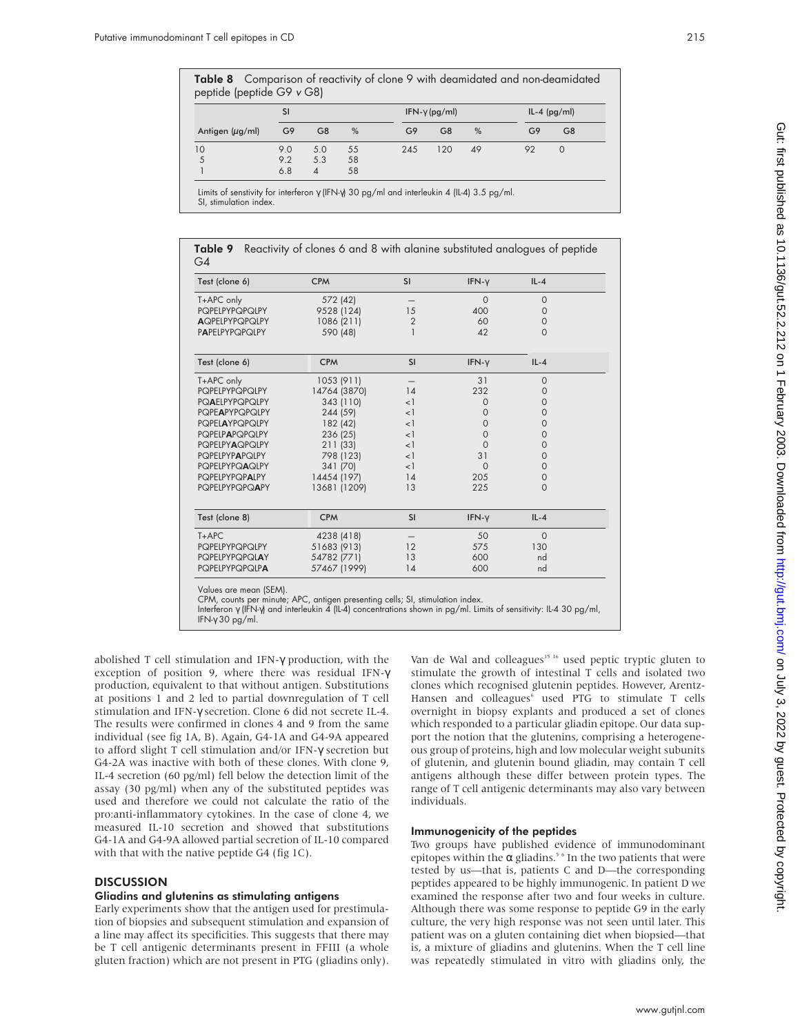**Table 8** Comparison of reactivity of clone 9 with deamidated and non-deamidated peptide (peptide G9 v G8)

| | SI | | | IFN-γ (pg/ml) | | | IL-4 (pg/ml) | |
|---|---|---|---|---|---|---|---|---|
| Antigen (μg/ml) | G9 | G8 | % | G9 | G8 | % | G9 | G8 |
| 10 | 9.0 | 5.0 | 55 | 245 | 120 | 49 | 92 | 0 |
| 5 | 9.2 | 5.3 | 58 | | | | | |
| 1 | 6.8 | 4 | 58 | | | | | |

Limits of senstivity for interferon γ (IFN-γ) 30 pg/ml and interleukin 4 (IL-4) 3.5 pg/ml.
SI, stimulation index.

**Table 9** Reactivity of clones 6 and 8 with alanine substituted analogues of peptide G4

| Test (clone 6) | CPM | SI | IFN-γ | IL-4 |
|---|---|---|---|---|
| T+APC only | 572 (42) | – | 0 | 0 |
| PQPELPYPQPQLPY | 9528 (124) | 15 | 400 | 0 |
| **A**QPELPYPQPQLPY | 1086 (211) | 2 | 60 | 0 |
| P**A**PELPYPQPQLPY | 590 (48) | 1 | 42 | 0 |
| **Test (clone 6)** | **CPM** | **SI** | **IFN-γ** | **IL-4** |
| T+APC only | 1053 (911) | – | 31 | 0 |
| PQPELPYPQPQLPY | 14764 (3870) | 14 | 232 | 0 |
| PQ**A**ELPYPQPQLPY | 343 (110) | <1 | 0 | 0 |
| PQPE**A**PYPQPQLPY | 244 (59) | <1 | 0 | 0 |
| PQPEL**A**YPQPQLPY | 182 (42) | <1 | 0 | 0 |
| PQPELP**A**PQPQLPY | 236 (25) | <1 | 0 | 0 |
| PQPELPY**A**QPQLPY | 211 (33) | <1 | 0 | 0 |
| PQPELPYP**A**PQLPY | 798 (123) | <1 | 31 | 0 |
| PQPELPYPQ**A**QLPY | 341 (70) | <1 | 0 | 0 |
| PQPELPYPQP**A**LPY | 14454 (197) | 14 | 205 | 0 |
| PQPELPYPQPQ**A**PY | 13681 (1209) | 13 | 225 | 0 |
| **Test (clone 8)** | **CPM** | **SI** | **IFN-γ** | **IL-4** |
| T+APC | 4238 (418) | – | 50 | 0 |
| PQPELPYPQPQLPY | 51683 (913) | 12 | 575 | 130 |
| PQPELPYPQPQL**A**Y | 54782 (771) | 13 | 600 | nd |
| PQPELPYPQPQLP**A** | 57467 (1999) | 14 | 600 | nd |

Values are mean (SEM).
CPM, counts per minute; APC, antigen presenting cells; SI, stimulation index.
Interferon γ (IFN-γ) and interleukin 4 (IL-4) concentrations shown in pg/ml. Limits of sensitivity: IL-4 30 pg/ml, IFN-γ 30 pg/ml.

abolished T cell stimulation and IFN-γ production, with the exception of position 9, where there was residual IFN-γ production, equivalent to that without antigen. Substitutions at positions 1 and 2 led to partial downregulation of T cell stimulation and IFN-γ secretion. Clone 6 did not secrete IL-4. The results were confirmed in clones 4 and 9 from the same individual (see fig 1A, B). Again, G4-1A and G4-9A appeared to afford slight T cell stimulation and/or IFN-γ secretion but G4-2A was inactive with both of these clones. With clone 9, IL-4 secretion (60 pg/ml) fell below the detection limit of the assay (30 pg/ml) when any of the substituted peptides was used and therefore we could not calculate the ratio of the pro:anti-inflammatory cytokines. In the case of clone 4, we measured IL-10 secretion and showed that substitutions G4-1A and G4-9A allowed partial secretion of IL-10 compared with that with the native peptide G4 (fig 1C).

## DISCUSSION

### Gliadins and glutenins as stimulating antigens

Early experiments show that the antigen used for prestimulation of biopsies and subsequent stimulation and expansion of a line may affect its specificities. This suggests that there may be T cell antigenic determinants present in FFIII (a whole gluten fraction) which are not present in PTG (gliadins only). Van de Wal and colleagues[15 16] used peptic tryptic gluten to stimulate the growth of intestinal T cells and isolated two clones which recognised glutenin peptides. However, Arentz-Hansen and colleagues[6] used PTG to stimulate T cells overnight in biopsy explants and produced a set of clones which responded to a particular gliadin epitope. Our data support the notion that the glutenins, comprising a heterogeneous group of proteins, high and low molecular weight subunits of glutenin, and glutenin bound gliadin, may contain T cell antigens although these differ between protein types. The range of T cell antigenic determinants may also vary between individuals.

### Immunogenicity of the peptides

Two groups have published evidence of immunodominant epitopes within the α gliadins.[5 6] In the two patients that were tested by us—that is, patients C and D—the corresponding peptides appeared to be highly immunogenic. In patient D we examined the response after two and four weeks in culture. Although there was some response to peptide G9 in the early culture, the very high response was not seen until later. This patient was on a gluten containing diet when biopsied—that is, a mixture of gliadins and glutenins. When the T cell line was repeatedly stimulated in vitro with gliadins only, the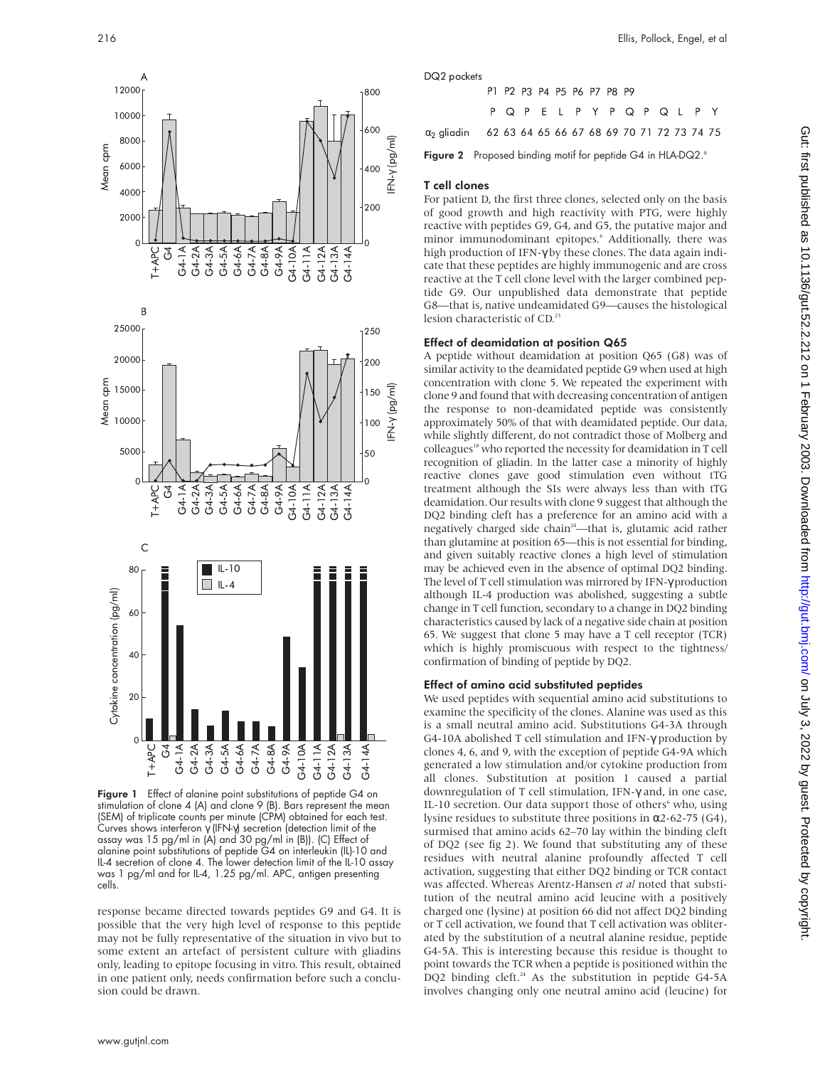**Figure 1** Effect of alanine point substitutions of peptide G4 on stimulation of clone 4 (A) and clone 9 (B). Bars represent the mean (SEM) of triplicate counts per minute (CPM) obtained for each test. Curves shows interferon γ (IFN-γ) secretion (detection limit of the assay was 15 pg/ml in (A) and 30 pg/ml in (B)). (C) Effect of alanine point substitutions of peptide G4 on interleukin (IL)-10 and IL-4 secretion of clone 4. The lower detection limit of the IL-10 assay was 1 pg/ml and for IL-4, 1.25 pg/ml. APC, antigen presenting cells.

response became directed towards peptides G9 and G4. It is possible that the very high level of response to this peptide may not be fully representative of the situation in vivo but to some extent an artefact of persistent culture with gliadins only, leading to epitope focusing in vitro. This result, obtained in one patient only, needs confirmation before such a conclusion could be drawn.

DQ2 pockets

| | P1 | P2 | P3 | P4 | P5 | P6 | P7 | P8 | P9 | | | | | |
|---|---|---|---|---|---|---|---|---|---|---|---|---|---|---|
| | P | Q | P | E | L | P | Y | P | Q | P | Q | L | P | Y |
| $\alpha_2$ gliadin | 62 | 63 | 64 | 65 | 66 | 67 | 68 | 69 | 70 | 71 | 72 | 73 | 74 | 75 |

**Figure 2** Proposed binding motif for peptide G4 in HLA-DQ2.[6]

### T cell clones

For patient D, the first three clones, selected only on the basis of good growth and high reactivity with PTG, were highly reactive with peptides G9, G4, and G5, the putative major and minor immunodominant epitopes.[6] Additionally, there was high production of IFN-γ by these clones. The data again indicate that these peptides are highly immunogenic and are cross reactive at the T cell clone level with the larger combined peptide G9. Our unpublished data demonstrate that peptide G8—that is, native undeamidated G9—causes the histological lesion characteristic of CD.[23]

### Effect of deamidation at position Q65

A peptide without deamidation at position Q65 (G8) was of similar activity to the deamidated peptide G9 when used at high concentration with clone 5. We repeated the experiment with clone 9 and found that with decreasing concentration of antigen the response to non-deamidated peptide was consistently approximately 50% of that with deamidated peptide. Our data, while slightly different, do not contradict those of Molberg and colleagues[18] who reported the necessity for deamidation in T cell recognition of gliadin. In the latter case a minority of highly reactive clones gave good stimulation even without tTG treatment although the SIs were always less than with tTG deamidation. Our results with clone 9 suggest that although the DQ2 binding cleft has a preference for an amino acid with a negatively charged side chain[24]—that is, glutamic acid rather than glutamine at position 65—this is not essential for binding, and given suitably reactive clones a high level of stimulation may be achieved even in the absence of optimal DQ2 binding. The level of T cell stimulation was mirrored by IFN-γ production although IL-4 production was abolished, suggesting a subtle change in T cell function, secondary to a change in DQ2 binding characteristics caused by lack of a negative side chain at position 65. We suggest that clone 5 may have a T cell receptor (TCR) which is highly promiscuous with respect to the tightness/confirmation of binding of peptide by DQ2.

### Effect of amino acid substituted peptides

We used peptides with sequential amino acid substitutions to examine the specificity of the clones. Alanine was used as this is a small neutral amino acid. Substitutions G4-3A through G4-10A abolished T cell stimulation and IFN-γ production by clones 4, 6, and 9, with the exception of peptide G4-9A which generated a low stimulation and/or cytokine production from all clones. Substitution at position 1 caused a partial downregulation of T cell stimulation, IFN-γ and, in one case, IL-10 secretion. Our data support those of others[6] who, using lysine residues to substitute three positions in α2-62-75 (G4), surmised that amino acids 62–70 lay within the binding cleft of DQ2 (see fig 2). We found that substituting any of these residues with neutral alanine profoundly affected T cell activation, suggesting that either DQ2 binding or TCR contact was affected. Whereas Arentz-Hansen *et al* noted that substitution of the neutral amino acid leucine with a positively charged one (lysine) at position 66 did not affect DQ2 binding or T cell activation, we found that T cell activation was obliterated by the substitution of a neutral alanine residue, peptide G4-5A. This is interesting because this residue is thought to point towards the TCR when a peptide is positioned within the DQ2 binding cleft.[24] As the substitution in peptide G4-5A involves changing only one neutral amino acid (leucine) for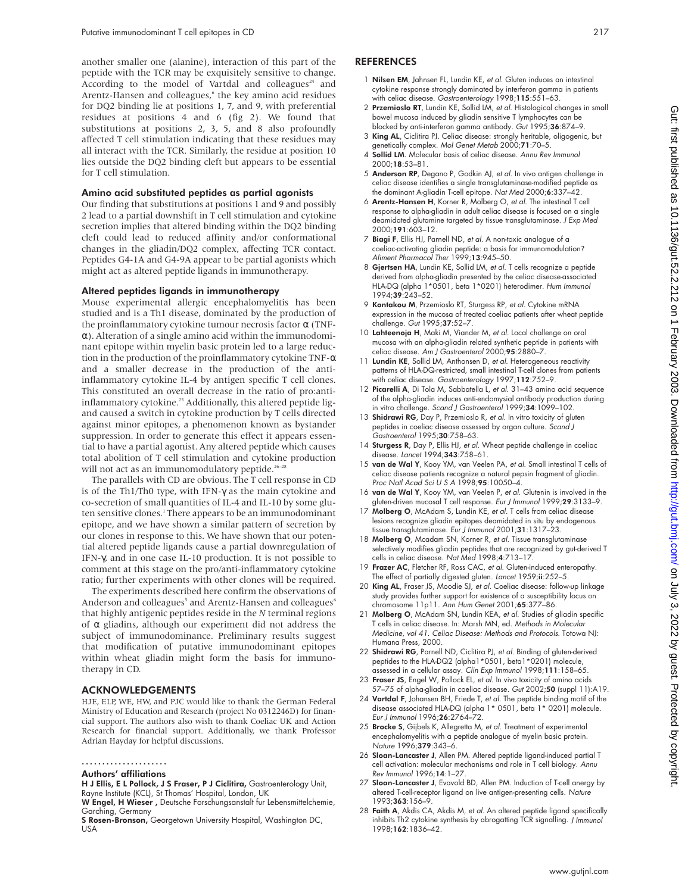another smaller one (alanine), interaction of this part of the peptide with the TCR may be exquisitely sensitive to change. According to the model of Vartdal and colleagues[24] and Arentz-Hansen and colleagues,[6] the key amino acid residues for DQ2 binding lie at positions 1, 7, and 9, with preferential residues at positions 4 and 6 (fig 2). We found that substitutions at positions 2, 3, 5, and 8 also profoundly affected T cell stimulation indicating that these residues may all interact with the TCR. Similarly, the residue at position 10 lies outside the DQ2 binding cleft but appears to be essential for T cell stimulation.

### Amino acid substituted peptides as partial agonists

Our finding that substitutions at positions 1 and 9 and possibly 2 lead to a partial downshift in T cell stimulation and cytokine secretion implies that altered binding within the DQ2 binding cleft could lead to reduced affinity and/or conformational changes in the gliadin/DQ2 complex, affecting TCR contact. Peptides G4-1A and G4-9A appear to be partial agonists which might act as altered peptide ligands in immunotherapy.

### Altered peptides ligands in immunotherapy

Mouse experimental allergic encephalomyelitis has been studied and is a Th1 disease, dominated by the production of the proinflammatory cytokine tumour necrosis factor α (TNF-α). Alteration of a single amino acid within the immunodominant epitope within myelin basic protein led to a large reduction in the production of the proinflammatory cytokine TNF-α and a smaller decrease in the production of the anti-inflammatory cytokine IL-4 by antigen specific T cell clones. This constituted an overall decrease in the ratio of pro:anti-inflammatory cytokine.[25] Additionally, this altered peptide ligand caused a switch in cytokine production by T cells directed against minor epitopes, a phenomenon known as bystander suppression. In order to generate this effect it appears essential to have a partial agonist. Any altered peptide which causes total abolition of T cell stimulation and cytokine production will not act as an immunomodulatory peptide.[26–28]

The parallels with CD are obvious. The T cell response in CD is of the Th1/Th0 type, with IFN-γ as the main cytokine and co-secretion of small quantities of IL-4 and IL-10 by some gluten sensitive clones.[1] There appears to be an immunodominant epitope, and we have shown a similar pattern of secretion by our clones in response to this. We have shown that our potential altered peptide ligands cause a partial downregulation of IFN-γ, and in one case IL-10 production. It is not possible to comment at this stage on the pro/anti-inflammatory cytokine ratio; further experiments with other clones will be required.

The experiments described here confirm the observations of Anderson and colleagues[5] and Arentz-Hansen and colleagues[6] that highly antigenic peptides reside in the *N* terminal regions of α gliadins, although our experiment did not address the subject of immunodominance. Preliminary results suggest that modification of putative immunodominant epitopes within wheat gliadin might form the basis for immunotherapy in CD.

## ACKNOWLEDGEMENTS

HJE, ELP, WE, HW, and PJC would like to thank the German Federal Ministry of Education and Research (project No 0312246D) for financial support. The authors also wish to thank Coeliac UK and Action Research for financial support. Additionally, we thank Professor Adrian Hayday for helpful discussions.

### Authors' affiliations

**H J Ellis, E L Pollock, J S Fraser, P J Ciclitira,** Gastroenterology Unit, Rayne Institute (KCL), St Thomas' Hospital, London, UK

**W Engel, H Wieser ,** Deutsche Forschungsanstalt fur Lebensmittelchemie, Garching, Germany

**S Rosen-Bronson,** Georgetown University Hospital, Washington DC, USA

## REFERENCES

1. **Nilsen EM**, Jahnsen FL, Lundin KE, *et al.* Gluten induces an intestinal cytokine response strongly dominated by interferon gamma in patients with celiac disease. *Gastroenterology* 1998;**115**:551–63.
2. **Przemioslo RT**, Lundin KE, Sollid LM, *et al.* Histological changes in small bowel mucosa induced by gliadin sensitive T lymphocytes can be blocked by anti-interferon gamma antibody. *Gut* 1995;**36**:874–9.
3. **King AL**, Ciclitira PJ. Celiac disease: strongly heritable, oligogenic, but genetically complex. *Mol Genet Metab* 2000;**71**:70–5.
4. **Sollid LM**. Molecular basis of celiac disease. *Annu Rev Immunol* 2000;**18**:53–81.
5. **Anderson RP**, Degano P, Godkin AJ, *et al.* In vivo antigen challenge in celiac disease identifies a single transglutaminase-modified peptide as the dominant A-gliadin T-cell epitope. *Nat Med* 2000;**6**:337–42.
6. **Arentz-Hansen H**, Korner R, Molberg O, *et al.* The intestinal T cell response to alpha-gliadin in adult celiac disease is focused on a single deamidated glutamine targeted by tissue transglutaminase. *J Exp Med* 2000;**191**:603–12.
7. **Biagi F**, Ellis HJ, Parnell ND, *et al.* A non-toxic analogue of a coeliac-activating gliadin peptide: a basis for immunomodulation? *Aliment Pharmacol Ther* 1999;**13**:945–50.
8. **Gjertsen HA**, Lundin KE, Sollid LM, *et al.* T cells recognize a peptide derived from alpha-gliadin presented by the celiac disease-associated HLA-DQ (alpha 1*0501, beta 1*0201) heterodimer. *Hum Immunol* 1994;**39**:243–52.
9. **Kontakou M**, Przemioslo RT, Sturgess RP, *et al.* Cytokine mRNA expression in the mucosa of treated coeliac patients after wheat peptide challenge. *Gut* 1995;**37**:52–7.
10. **Lahteenoja H**, Maki M, Viander M, *et al.* Local challenge on oral mucosa with an alpha-gliadin related synthetic peptide in patients with celiac disease. *Am J Gastroenterol* 2000;**95**:2880–7.
11. **Lundin KE**, Sollid LM, Anthonsen D, *et al.* Heterogeneous reactivity patterns of HLA-DQ-restricted, small intestinal T-cell clones from patients with celiac disease. *Gastroenterology* 1997;**112**:752–9.
12. **Picarelli A**, Di Tola M, Sabbatella L, *et al.* 31–43 amino acid sequence of the alpha-gliadin induces anti-endomysial antibody production during in vitro challenge. *Scand J Gastroenterol* 1999;**34**:1099–102.
13. **Shidrawi RG**, Day P, Przemioslo R, *et al.* In vitro toxicity of gluten peptides in coeliac disease assessed by organ culture. *Scand J Gastroenterol* 1995;**30**:758–63.
14. **Sturgess R**, Day P, Ellis HJ, *et al.* Wheat peptide challenge in coeliac disease. *Lancet* 1994;**343**:758–61.
15. **van de Wal Y**, Kooy YM, van Veelen PA, *et al.* Small intestinal T cells of celiac disease patients recognize a natural pepsin fragment of gliadin. *Proc Natl Acad Sci U S A* 1998;**95**:10050–4.
16. **van de Wal Y**, Kooy YM, van Veelen P, *et al.* Glutenin is involved in the gluten-driven mucosal T cell response. *Eur J Immunol* 1999;**29**:3133–9.
17. **Molberg O**, McAdam S, Lundin KE, *et al.* T cells from celiac disease lesions recognize gliadin epitopes deamidated in situ by endogenous tissue transglutaminase. *Eur J Immunol* 2001;**31**:1317–23.
18. **Molberg O**, Mcadam SN, Korner R, *et al.* Tissue transglutaminase selectively modifies gliadin peptides that are recognized by gut-derived T cells in celiac disease. *Nat Med* 1998;**4**:713–17.
19. **Frazer AC**, Fletcher RF, Ross CAC, *et al.* Gluten-induced enteropathy. The effect of partially digested gluten. *Lancet* 1959;**ii**:252–5.
20. **King AL**, Fraser JS, Moodie SJ, *et al.* Coeliac disease: follow-up linkage study provides further support for existence of a susceptibility locus on chromosome 11p11. *Ann Hum Genet* 2001;**65**:377–86.
21. **Molberg O**, McAdam SN, Lundin KEA, *et al.* Studies of gliadin specific T cells in celiac disease. In: Marsh MN, ed. *Methods in Molecular Medicine, vol 41. Celiac Disease: Methods and Protocols.* Totowa NJ: Humana Press, 2000.
22. **Shidrawi RG**, Parnell ND, Ciclitira PJ, *et al.* Binding of gluten-derived peptides to the HLA-DQ2 (alpha1*0501, beta1*0201) molecule, assessed in a cellular assay. *Clin Exp Immunol* 1998;**111**:158–65.
23. **Fraser JS**, Engel W, Pollock EL, *et al.* In vivo toxicity of amino acids 57–75 of alpha-gliadin in coeliac disease. *Gut* 2002;**50** (suppl 11):A19.
24. **Vartdal F**, Johansen BH, Friede T, *et al.* The peptide binding motif of the disease associated HLA-DQ (alpha 1* 0501, beta 1* 0201) molecule. *Eur J Immunol* 1996;**26**:2764–72.
25. **Brocke S**, Gijbels K, Allegretta M, *et al.* Treatment of experimental encephalomyelitis with a peptide analogue of myelin basic protein. *Nature* 1996;**379**:343–6.
26. **Sloan-Lancaster J**, Allen PM. Altered peptide ligand-induced partial T cell activation: molecular mechanisms and role in T cell biology. *Annu Rev Immunol* 1996;**14**:1–27.
27. **Sloan-Lancaster J**, Evavold BD, Allen PM. Induction of T-cell anergy by altered T-cell-receptor ligand on live antigen-presenting cells. *Nature* 1993;**363**:156–9.
28. **Faith A**, Akdis CA, Akdis M, *et al.* An altered peptide ligand specifically inhibits Th2 cytokine synthesis by abrogatting TCR signalling. *J Immunol* 1998;**162**:1836–42.